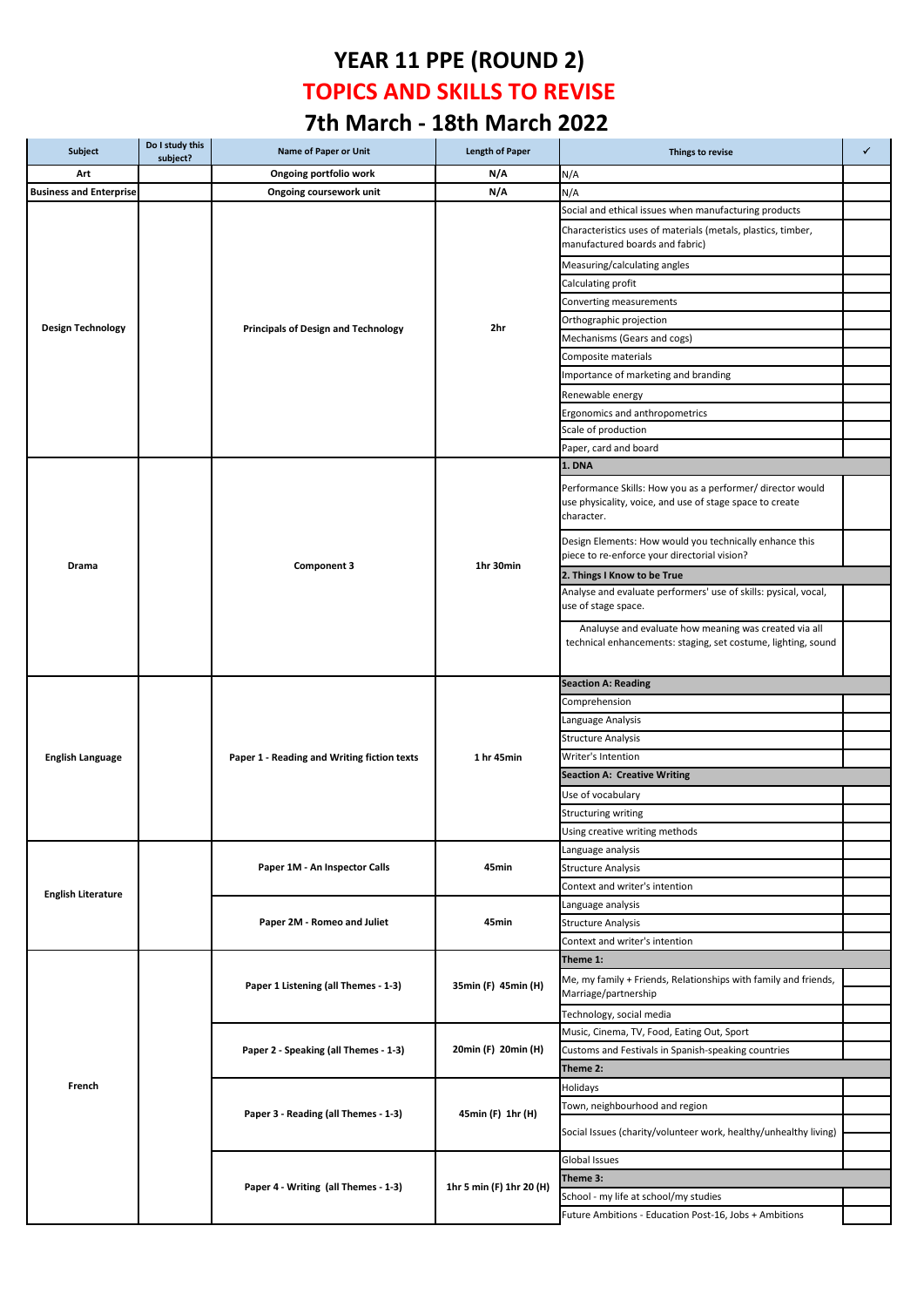# YEAR 11 PPE (ROUND 2)

# TOPICS AND SKILLS TO REVISE

# 7th March - 18th March 2022

| Subject | Do I study this subject? | Name of Paper or Unit | Length of Paper | Things to revise | ✓ |
|---|---|---|---|---|---|
| Art | | Ongoing portfolio work | N/A | N/A | |
| Business and Enterprise | | Ongoing coursework unit | N/A | N/A | |
| Design Technology | | Principals of Design and Technology | 2hr | Social and ethical issues when manufacturing products | |
| | | | | Characteristics uses of materials (metals, plastics, timber, manufactured boards and fabric) | |
| | | | | Measuring/calculating angles | |
| | | | | Calculating profit | |
| | | | | Converting measurements | |
| | | | | Orthographic projection | |
| | | | | Mechanisms (Gears and cogs) | |
| | | | | Composite materials | |
| | | | | Importance of marketing and branding | |
| | | | | Renewable energy | |
| | | | | Ergonomics and anthropometrics | |
| | | | | Scale of production | |
| | | | | Paper, card and board | |
| Drama | | Component 3 | 1hr 30min | **1. DNA** | |
| | | | | Performance Skills: How you as a performer/ director would use physicality, voice, and use of stage space to create character. | |
| | | | | Design Elements: How would you technically enhance this piece to re-enforce your directorial vision? | |
| | | | | **2. Things I Know to be True** | |
| | | | | Analyse and evaluate performers' use of skills: pysical, vocal, use of stage space. | |
| | | | | Analuyse and evaluate how meaning was created via all technical enhancements: staging, set costume, lighting, sound | |
| English Language | | Paper 1 - Reading and Writing fiction texts | 1 hr 45min | **Seaction A: Reading** | |
| | | | | Comprehension | |
| | | | | Language Analysis | |
| | | | | Structure Analysis | |
| | | | | Writer's Intention | |
| | | | | **Seaction A: Creative Writing** | |
| | | | | Use of vocabulary | |
| | | | | Structuring writing | |
| | | | | Using creative writing methods | |
| English Literature | | Paper 1M - An Inspector Calls | 45min | Language analysis | |
| | | | | Structure Analysis | |
| | | | | Context and writer's intention | |
| | | Paper 2M - Romeo and Juliet | 45min | Language analysis | |
| | | | | Structure Analysis | |
| | | | | Context and writer's intention | |
| French | | Paper 1 Listening (all Themes - 1-3) | 35min (F) 45min (H) | **Theme 1:** | |
| | | | | Me, my family + Friends, Relationships with family and friends, Marriage/partnership | |
| | | | | Technology, social media | |
| | | Paper 2 - Speaking (all Themes - 1-3) | 20min (F) 20min (H) | Music, Cinema, TV, Food, Eating Out, Sport | |
| | | | | Customs and Festivals in Spanish-speaking countries | |
| | | | | **Theme 2:** | |
| | | Paper 3 - Reading (all Themes - 1-3) | 45min (F) 1hr (H) | Holidays | |
| | | | | Town, neighbourhood and region | |
| | | | | Social Issues (charity/volunteer work, healthy/unhealthy living) | |
| | | Paper 4 - Writing (all Themes - 1-3) | 1hr 5 min (F) 1hr 20 (H) | Global Issues | |
| | | | | **Theme 3:** | |
| | | | | School - my life at school/my studies | |
| | | | | Future Ambitions - Education Post-16, Jobs + Ambitions | |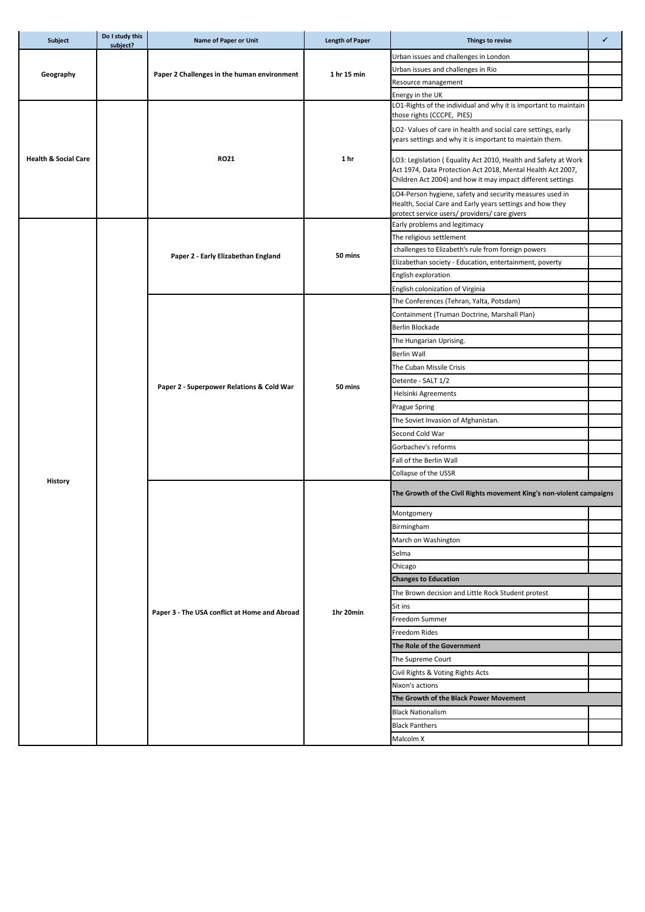| Subject | Do I study this subject? | Name of Paper or Unit | Length of Paper | Things to revise | ✓ |
|---|---|---|---|---|---|
| Geography | | Paper 2 Challenges in the human environment | 1 hr 15 min | Urban issues and challenges in London | |
| | | | | Urban issues and challenges in Rio | |
| | | | | Resource management | |
| | | | | Energy in the UK | |
| Health & Social Care | | RO21 | 1 hr | LO1-Rights of the individual and why it is important to maintain those rights (CCCPE, PIES) | |
| | | | | LO2- Values of care in health and social care settings, early years settings and why it is important to maintain them. | |
| | | | | LO3: Legislation ( Equality Act 2010, Health and Safety at Work Act 1974, Data Protection Act 2018, Mental Health Act 2007, Children Act 2004) and how it may impact different settings | |
| | | | | LO4-Person hygiene, safety and security measures used in Health, Social Care and Early years settings and how they protect service users/ providers/ care givers | |
| History | | Paper 2 - Early Elizabethan England | 50 mins | Early problems and legitimacy | |
| | | | | The religious settlement | |
| | | | | challenges to Elizabeth's rule from foreign powers | |
| | | | | Elizabethan society - Education, entertainment, poverty | |
| | | | | English exploration | |
| | | | | English colonization of Virginia | |
| | | Paper 2 - Superpower Relations & Cold War | 50 mins | The Conferences (Tehran, Yalta, Potsdam) | |
| | | | | Containment (Truman Doctrine, Marshall Plan) | |
| | | | | Berlin Blockade | |
| | | | | The Hungarian Uprising. | |
| | | | | Berlin Wall | |
| | | | | The Cuban Missile Crisis | |
| | | | | Detente - SALT 1/2 | |
| | | | | Helsinki Agreements | |
| | | | | Prague Spring | |
| | | | | The Soviet Invasion of Afghanistan. | |
| | | | | Second Cold War | |
| | | | | Gorbachev's reforms | |
| | | | | Fall of the Berlin Wall | |
| | | | | Collapse of the USSR | |
| | | Paper 3 - The USA conflict at Home and Abroad | 1hr 20min | **The Growth of the Civil Rights movement King's non-violent campaigns** | |
| | | | | Montgomery | |
| | | | | Birmingham | |
| | | | | March on Washington | |
| | | | | Selma | |
| | | | | Chicago | |
| | | | | **Changes to Education** | |
| | | | | The Brown decision and Little Rock Student protest | |
| | | | | Sit ins | |
| | | | | Freedom Summer | |
| | | | | Freedom Rides | |
| | | | | **The Role of the Government** | |
| | | | | The Supreme Court | |
| | | | | Civil Rights & Voting Rights Acts | |
| | | | | Nixon's actions | |
| | | | | **The Growth of the Black Power Movement** | |
| | | | | Black Nationalism | |
| | | | | Black Panthers | |
| | | | | Malcolm X | |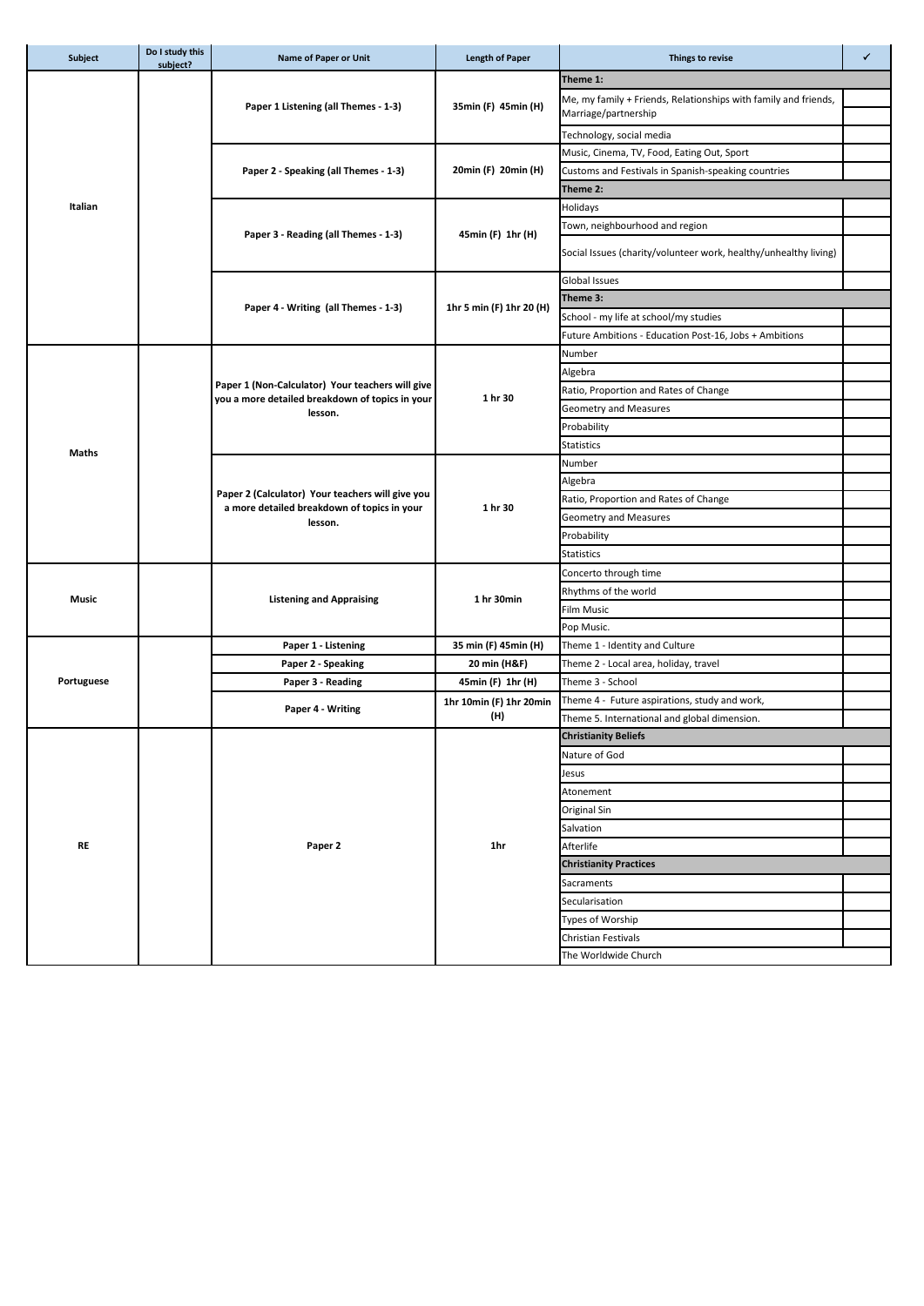| Subject | Do I study this subject? | Name of Paper or Unit | Length of Paper | Things to revise | ✓ |
|---|---|---|---|---|---|
| Italian | | Paper 1 Listening (all Themes - 1-3) | 35min (F) 45min (H) | **Theme 1:** | |
| | | | | Me, my family + Friends, Relationships with family and friends, Marriage/partnership | |
| | | | | Technology, social media | |
| | | Paper 2 - Speaking (all Themes - 1-3) | 20min (F) 20min (H) | Music, Cinema, TV, Food, Eating Out, Sport | |
| | | | | Customs and Festivals in Spanish-speaking countries | |
| | | | | **Theme 2:** | |
| | | Paper 3 - Reading (all Themes - 1-3) | 45min (F) 1hr (H) | Holidays | |
| | | | | Town, neighbourhood and region | |
| | | | | Social Issues (charity/volunteer work, healthy/unhealthy living) | |
| | | Paper 4 - Writing (all Themes - 1-3) | 1hr 5 min (F) 1hr 20 (H) | Global Issues | |
| | | | | **Theme 3:** | |
| | | | | School - my life at school/my studies | |
| | | | | Future Ambitions - Education Post-16, Jobs + Ambitions | |
| Maths | | Paper 1 (Non-Calculator) Your teachers will give you a more detailed breakdown of topics in your lesson. | 1 hr 30 | Number | |
| | | | | Algebra | |
| | | | | Ratio, Proportion and Rates of Change | |
| | | | | Geometry and Measures | |
| | | | | Probability | |
| | | | | Statistics | |
| | | Paper 2 (Calculator) Your teachers will give you a more detailed breakdown of topics in your lesson. | 1 hr 30 | Number | |
| | | | | Algebra | |
| | | | | Ratio, Proportion and Rates of Change | |
| | | | | Geometry and Measures | |
| | | | | Probability | |
| | | | | Statistics | |
| Music | | Listening and Appraising | 1 hr 30min | Concerto through time | |
| | | | | Rhythms of the world | |
| | | | | Film Music | |
| | | | | Pop Music. | |
| Portuguese | | Paper 1 - Listening | 35 min (F) 45min (H) | Theme 1 - Identity and Culture | |
| | | Paper 2 - Speaking | 20 min (H&F) | Theme 2 - Local area, holiday, travel | |
| | | Paper 3 - Reading | 45min (F) 1hr (H) | Theme 3 - School | |
| | | Paper 4 - Writing | 1hr 10min (F) 1hr 20min (H) | Theme 4 - Future aspirations, study and work, | |
| | | | | Theme 5. International and global dimension. | |
| RE | | Paper 2 | 1hr | **Christianity Beliefs** | |
| | | | | Nature of God | |
| | | | | Jesus | |
| | | | | Atonement | |
| | | | | Original Sin | |
| | | | | Salvation | |
| | | | | Afterlife | |
| | | | | **Christianity Practices** | |
| | | | | Sacraments | |
| | | | | Secularisation | |
| | | | | Types of Worship | |
| | | | | Christian Festivals | |
| | | | | The Worldwide Church | |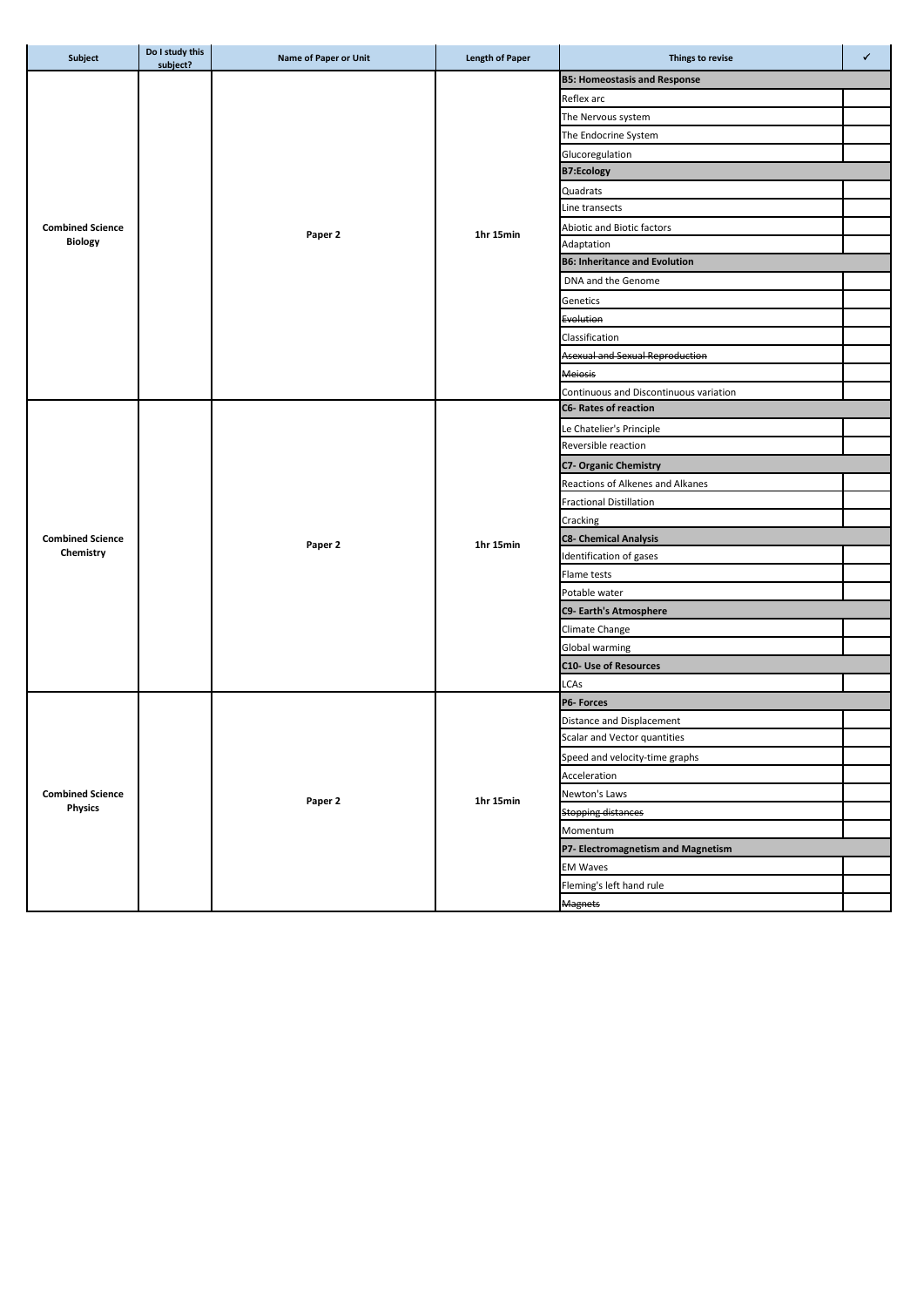| Subject | Do I study this subject? | Name of Paper or Unit | Length of Paper | Things to revise | ✓ |
|---|---|---|---|---|---|
| Combined Science Biology | | Paper 2 | 1hr 15min | **B5: Homeostasis and Response** | |
| | | | | Reflex arc | |
| | | | | The Nervous system | |
| | | | | The Endocrine System | |
| | | | | Glucoregulation | |
| | | | | **B7:Ecology** | |
| | | | | Quadrats | |
| | | | | Line transects | |
| | | | | Abiotic and Biotic factors | |
| | | | | Adaptation | |
| | | | | **B6: Inheritance and Evolution** | |
| | | | | DNA and the Genome | |
| | | | | Genetics | |
| | | | | ~~Evolution~~ | |
| | | | | Classification | |
| | | | | ~~Asexual and Sexual Reproduction~~ | |
| | | | | ~~Meiosis~~ | |
| | | | | Continuous and Discontinuous variation | |
| Combined Science Chemistry | | Paper 2 | 1hr 15min | **C6- Rates of reaction** | |
| | | | | Le Chatelier's Principle | |
| | | | | Reversible reaction | |
| | | | | **C7- Organic Chemistry** | |
| | | | | Reactions of Alkenes and Alkanes | |
| | | | | Fractional Distillation | |
| | | | | Cracking | |
| | | | | **C8- Chemical Analysis** | |
| | | | | Identification of gases | |
| | | | | Flame tests | |
| | | | | Potable water | |
| | | | | **C9- Earth's Atmosphere** | |
| | | | | Climate Change | |
| | | | | Global warming | |
| | | | | **C10- Use of Resources** | |
| | | | | LCAs | |
| Combined Science Physics | | Paper 2 | 1hr 15min | **P6- Forces** | |
| | | | | Distance and Displacement | |
| | | | | Scalar and Vector quantities | |
| | | | | Speed and velocity-time graphs | |
| | | | | Acceleration | |
| | | | | Newton's Laws | |
| | | | | ~~Stopping distances~~ | |
| | | | | Momentum | |
| | | | | **P7- Electromagnetism and Magnetism** | |
| | | | | EM Waves | |
| | | | | Fleming's left hand rule | |
| | | | | ~~Magnets~~ | |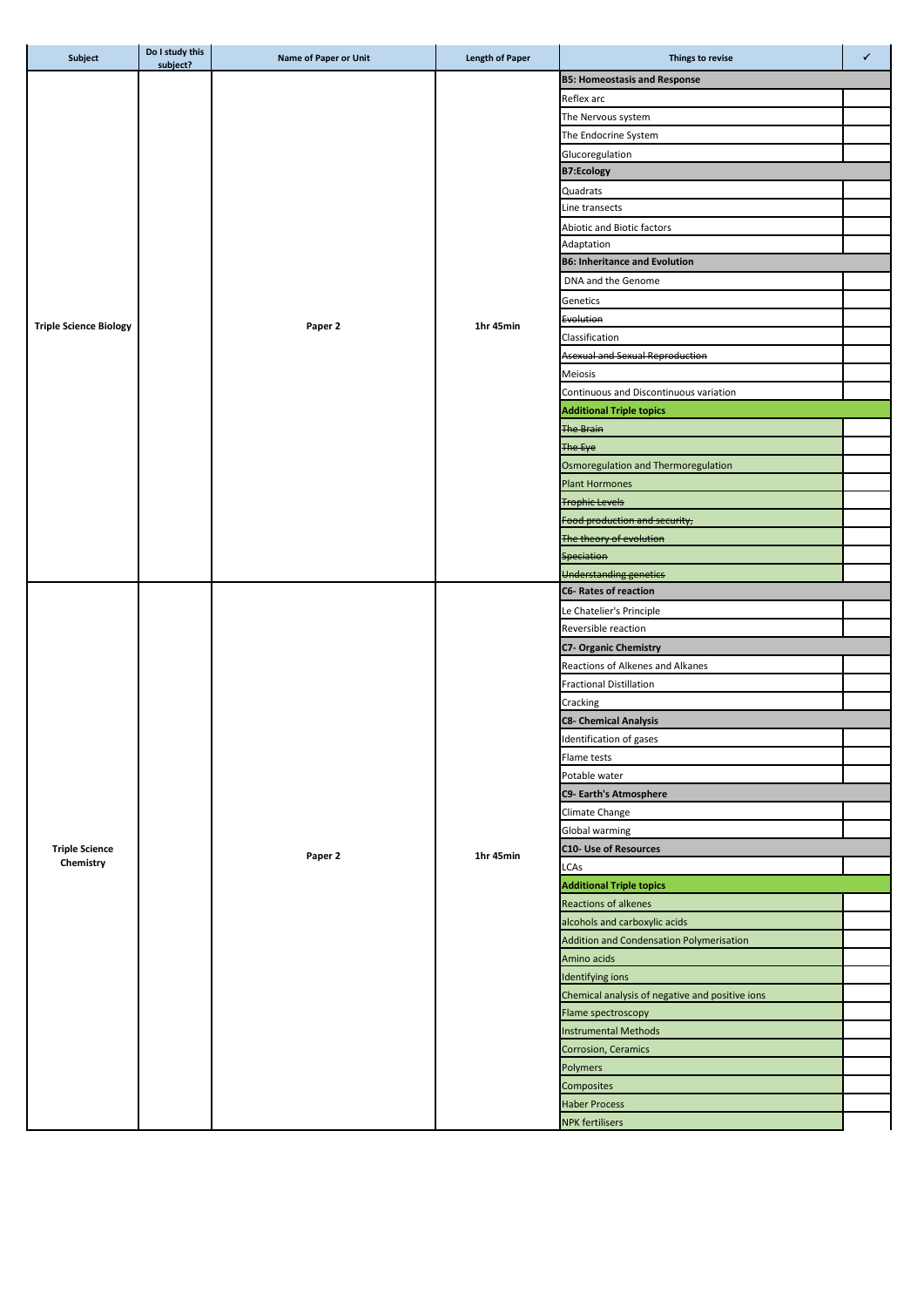| Subject | Do I study this subject? | Name of Paper or Unit | Length of Paper | Things to revise | ✓ |
|---|---|---|---|---|---|
| Triple Science Biology | | Paper 2 | 1hr 45min | **B5: Homeostasis and Response** | |
| | | | | Reflex arc | |
| | | | | The Nervous system | |
| | | | | The Endocrine System | |
| | | | | Glucoregulation | |
| | | | | **B7:Ecology** | |
| | | | | Quadrats | |
| | | | | Line transects | |
| | | | | Abiotic and Biotic factors | |
| | | | | Adaptation | |
| | | | | **B6: Inheritance and Evolution** | |
| | | | | DNA and the Genome | |
| | | | | Genetics | |
| | | | | ~~Evolution~~ | |
| | | | | Classification | |
| | | | | ~~Asexual and Sexual Reproduction~~ | |
| | | | | Meiosis | |
| | | | | Continuous and Discontinuous variation | |
| | | | | **Additional Triple topics** | |
| | | | | ~~The Brain~~ | |
| | | | | ~~The Eye~~ | |
| | | | | Osmoregulation and Thermoregulation | |
| | | | | Plant Hormones | |
| | | | | ~~Trophic Levels~~ | |
| | | | | ~~Food production and security;~~ | |
| | | | | ~~The theory of evolution~~ | |
| | | | | ~~Speciation~~ | |
| | | | | ~~Understanding genetics~~ | |
| Triple Science Chemistry | | Paper 2 | 1hr 45min | **C6- Rates of reaction** | |
| | | | | Le Chatelier's Principle | |
| | | | | Reversible reaction | |
| | | | | **C7- Organic Chemistry** | |
| | | | | Reactions of Alkenes and Alkanes | |
| | | | | Fractional Distillation | |
| | | | | Cracking | |
| | | | | **C8- Chemical Analysis** | |
| | | | | Identification of gases | |
| | | | | Flame tests | |
| | | | | Potable water | |
| | | | | **C9- Earth's Atmosphere** | |
| | | | | Climate Change | |
| | | | | Global warming | |
| | | | | **C10- Use of Resources** | |
| | | | | LCAs | |
| | | | | **Additional Triple topics** | |
| | | | | Reactions of alkenes | |
| | | | | alcohols and carboxylic acids | |
| | | | | Addition and Condensation Polymerisation | |
| | | | | Amino acids | |
| | | | | Identifying ions | |
| | | | | Chemical analysis of negative and positive ions | |
| | | | | Flame spectroscopy | |
| | | | | Instrumental Methods | |
| | | | | Corrosion, Ceramics | |
| | | | | Polymers | |
| | | | | Composites | |
| | | | | Haber Process | |
| | | | | NPK fertilisers | |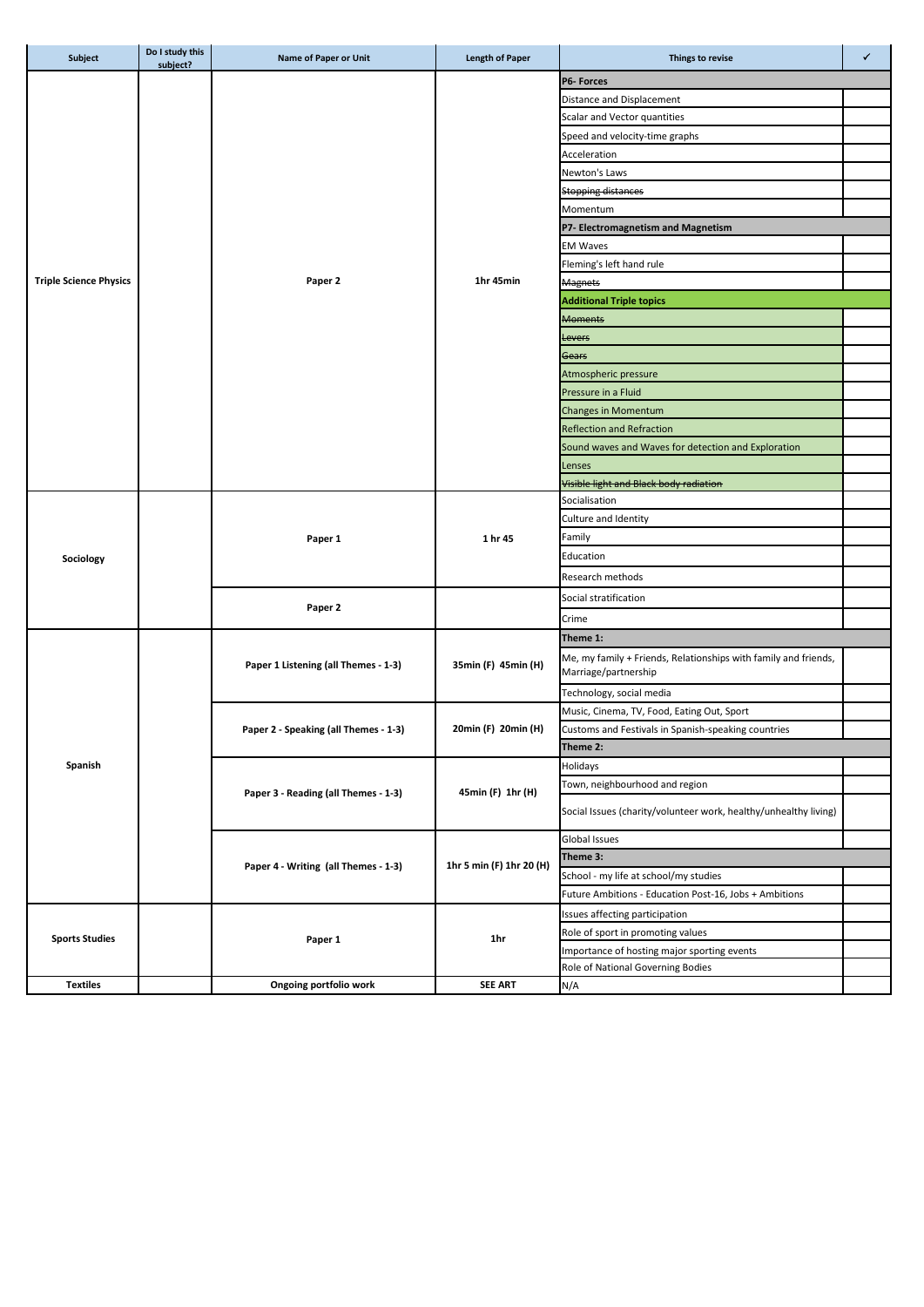| Subject | Do I study this subject? | Name of Paper or Unit | Length of Paper | Things to revise | ✓ |
|---|---|---|---|---|---|
| Triple Science Physics | | Paper 2 | 1hr 45min | **P6- Forces** | |
| | | | | Distance and Displacement | |
| | | | | Scalar and Vector quantities | |
| | | | | Speed and velocity-time graphs | |
| | | | | Acceleration | |
| | | | | Newton's Laws | |
| | | | | ~~Stopping distances~~ | |
| | | | | Momentum | |
| | | | | **P7- Electromagnetism and Magnetism** | |
| | | | | EM Waves | |
| | | | | Fleming's left hand rule | |
| | | | | ~~Magnets~~ | |
| | | | | **Additional Triple topics** | |
| | | | | ~~Moments~~ | |
| | | | | ~~Levers~~ | |
| | | | | ~~Gears~~ | |
| | | | | Atmospheric pressure | |
| | | | | Pressure in a Fluid | |
| | | | | Changes in Momentum | |
| | | | | Reflection and Refraction | |
| | | | | Sound waves and Waves for detection and Exploration | |
| | | | | Lenses | |
| | | | | ~~Visible light and Black body radiation~~ | |
| Sociology | | Paper 1 | 1 hr 45 | Socialisation | |
| | | | | Culture and Identity | |
| | | | | Family | |
| | | | | Education | |
| | | | | Research methods | |
| | | Paper 2 | | Social stratification | |
| | | | | Crime | |
| Spanish | | Paper 1 Listening (all Themes - 1-3) | 35min (F) 45min (H) | **Theme 1:** | |
| | | | | Me, my family + Friends, Relationships with family and friends, Marriage/partnership | |
| | | | | Technology, social media | |
| | | Paper 2 - Speaking (all Themes - 1-3) | 20min (F) 20min (H) | Music, Cinema, TV, Food, Eating Out, Sport | |
| | | | | Customs and Festivals in Spanish-speaking countries | |
| | | | | **Theme 2:** | |
| | | Paper 3 - Reading (all Themes - 1-3) | 45min (F) 1hr (H) | Holidays | |
| | | | | Town, neighbourhood and region | |
| | | | | Social Issues (charity/volunteer work, healthy/unhealthy living) | |
| | | Paper 4 - Writing (all Themes - 1-3) | 1hr 5 min (F) 1hr 20 (H) | Global Issues | |
| | | | | **Theme 3:** | |
| | | | | School - my life at school/my studies | |
| | | | | Future Ambitions - Education Post-16, Jobs + Ambitions | |
| Sports Studies | | Paper 1 | 1hr | Issues affecting participation | |
| | | | | Role of sport in promoting values | |
| | | | | Importance of hosting major sporting events | |
| | | | | Role of National Governing Bodies | |
| Textiles | | Ongoing portfolio work | SEE ART | N/A | |